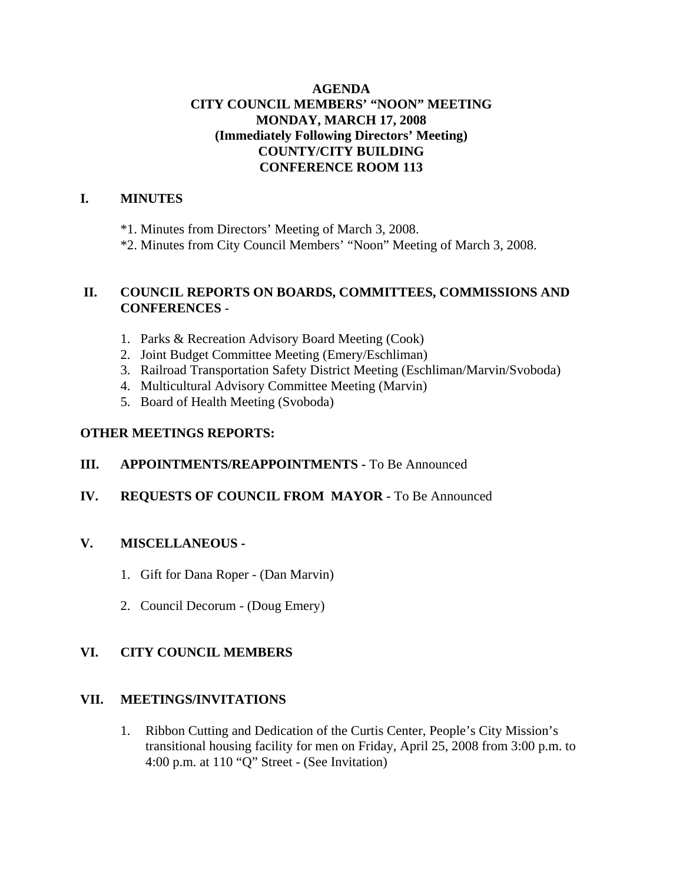**AGENDA**
**CITY COUNCIL MEMBERS' "NOON" MEETING**
**MONDAY, MARCH 17, 2008**
**(Immediately Following Directors' Meeting)**
**COUNTY/CITY BUILDING**
**CONFERENCE ROOM 113**

## I. MINUTES

*1. Minutes from Directors' Meeting of March 3, 2008.

*2. Minutes from City Council Members' "Noon" Meeting of March 3, 2008.

## II. COUNCIL REPORTS ON BOARDS, COMMITTEES, COMMISSIONS AND CONFERENCES -

1. Parks & Recreation Advisory Board Meeting (Cook)
2. Joint Budget Committee Meeting (Emery/Eschliman)
3. Railroad Transportation Safety District Meeting (Eschliman/Marvin/Svoboda)
4. Multicultural Advisory Committee Meeting (Marvin)
5. Board of Health Meeting (Svoboda)

**OTHER MEETINGS REPORTS:**

## III. APPOINTMENTS/REAPPOINTMENTS - To Be Announced

## IV. REQUESTS OF COUNCIL FROM MAYOR - To Be Announced

## V. MISCELLANEOUS -

1. Gift for Dana Roper - (Dan Marvin)

2. Council Decorum - (Doug Emery)

## VI. CITY COUNCIL MEMBERS

## VII. MEETINGS/INVITATIONS

1. Ribbon Cutting and Dedication of the Curtis Center, People's City Mission's transitional housing facility for men on Friday, April 25, 2008 from 3:00 p.m. to 4:00 p.m. at 110 "Q" Street - (See Invitation)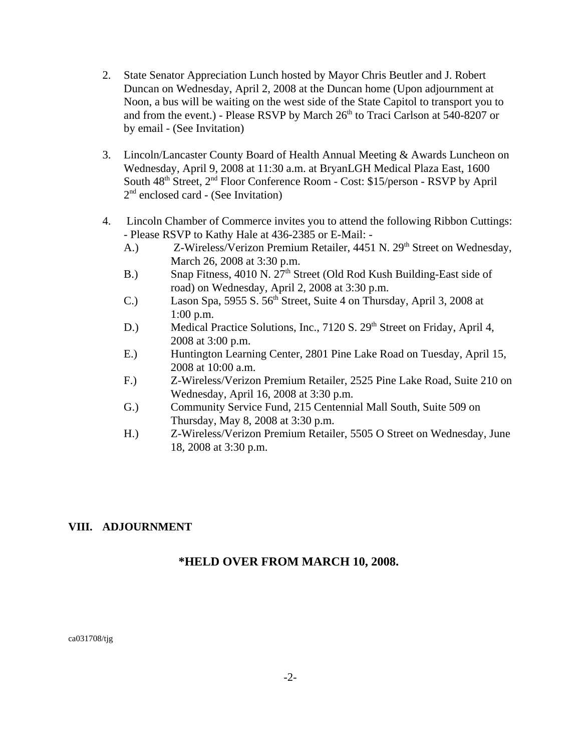2. State Senator Appreciation Lunch hosted by Mayor Chris Beutler and J. Robert Duncan on Wednesday, April 2, 2008 at the Duncan home (Upon adjournment at Noon, a bus will be waiting on the west side of the State Capitol to transport you to and from the event.) - Please RSVP by March 26th to Traci Carlson at 540-8207 or by email - (See Invitation)

3. Lincoln/Lancaster County Board of Health Annual Meeting & Awards Luncheon on Wednesday, April 9, 2008 at 11:30 a.m. at BryanLGH Medical Plaza East, 1600 South 48th Street, 2nd Floor Conference Room - Cost: $15/person - RSVP by April 2nd enclosed card - (See Invitation)

4. Lincoln Chamber of Commerce invites you to attend the following Ribbon Cuttings: - Please RSVP to Kathy Hale at 436-2385 or E-Mail: -
   - A.) Z-Wireless/Verizon Premium Retailer, 4451 N. 29th Street on Wednesday, March 26, 2008 at 3:30 p.m.
   - B.) Snap Fitness, 4010 N. 27th Street (Old Rod Kush Building-East side of road) on Wednesday, April 2, 2008 at 3:30 p.m.
   - C.) Lason Spa, 5955 S. 56th Street, Suite 4 on Thursday, April 3, 2008 at 1:00 p.m.
   - D.) Medical Practice Solutions, Inc., 7120 S. 29th Street on Friday, April 4, 2008 at 3:00 p.m.
   - E.) Huntington Learning Center, 2801 Pine Lake Road on Tuesday, April 15, 2008 at 10:00 a.m.
   - F.) Z-Wireless/Verizon Premium Retailer, 2525 Pine Lake Road, Suite 210 on Wednesday, April 16, 2008 at 3:30 p.m.
   - G.) Community Service Fund, 215 Centennial Mall South, Suite 509 on Thursday, May 8, 2008 at 3:30 p.m.
   - H.) Z-Wireless/Verizon Premium Retailer, 5505 O Street on Wednesday, June 18, 2008 at 3:30 p.m.

**VIII. ADJOURNMENT**

**\*HELD OVER FROM MARCH 10, 2008.**

ca031708/tjg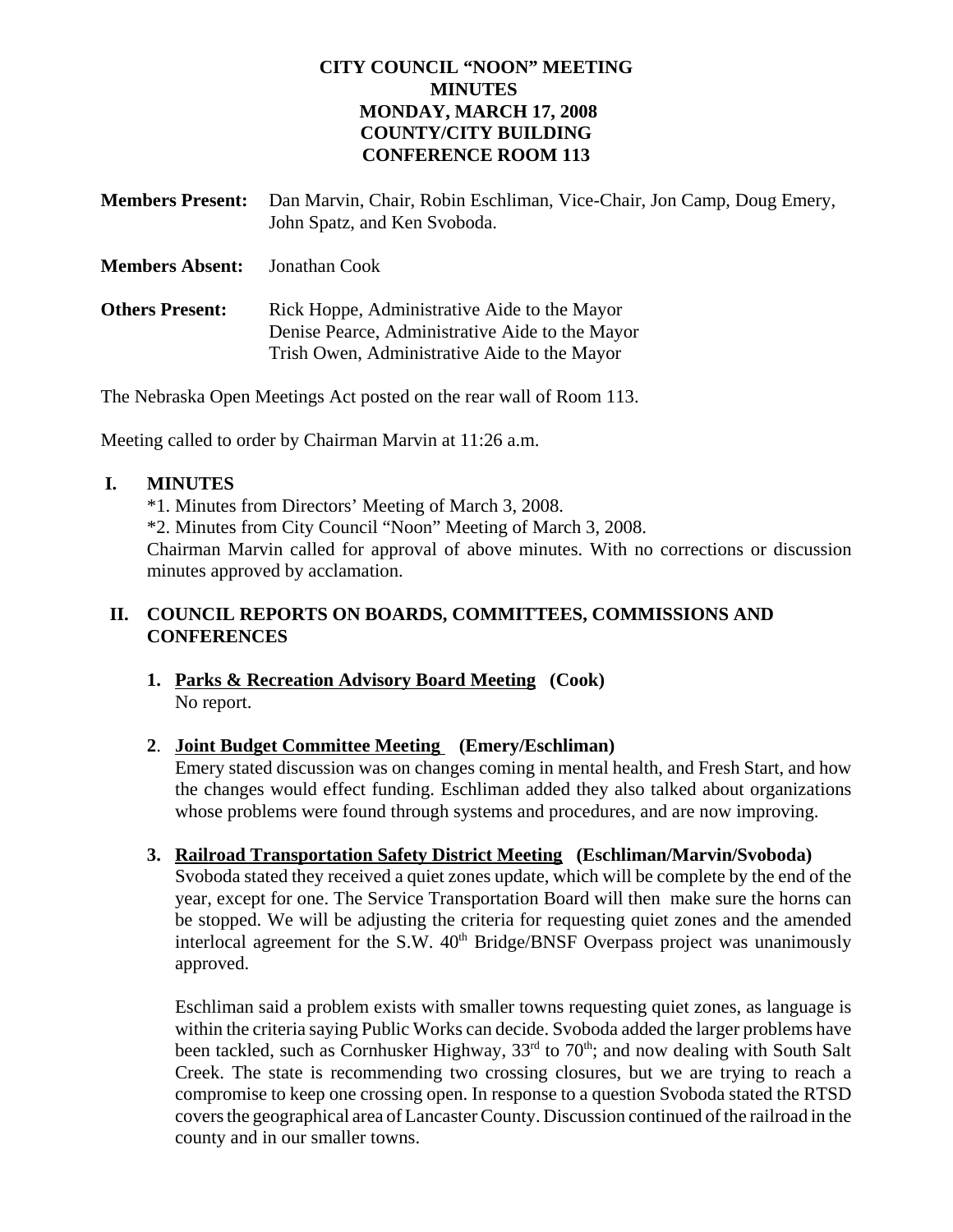**CITY COUNCIL "NOON" MEETING**
**MINUTES**
**MONDAY, MARCH 17, 2008**
**COUNTY/CITY BUILDING**
**CONFERENCE ROOM 113**

**Members Present:** Dan Marvin, Chair, Robin Eschliman, Vice-Chair, Jon Camp, Doug Emery, John Spatz, and Ken Svoboda.

**Members Absent:** Jonathan Cook

**Others Present:** Rick Hoppe, Administrative Aide to the Mayor
Denise Pearce, Administrative Aide to the Mayor
Trish Owen, Administrative Aide to the Mayor

The Nebraska Open Meetings Act posted on the rear wall of Room 113.

Meeting called to order by Chairman Marvin at 11:26 a.m.

## I. MINUTES

*1. Minutes from Directors' Meeting of March 3, 2008.
*2. Minutes from City Council "Noon" Meeting of March 3, 2008.
Chairman Marvin called for approval of above minutes. With no corrections or discussion minutes approved by acclamation.

## II. COUNCIL REPORTS ON BOARDS, COMMITTEES, COMMISSIONS AND CONFERENCES

**1. Parks & Recreation Advisory Board Meeting (Cook)**
No report.

**2. Joint Budget Committee Meeting (Emery/Eschliman)**
Emery stated discussion was on changes coming in mental health, and Fresh Start, and how the changes would effect funding. Eschliman added they also talked about organizations whose problems were found through systems and procedures, and are now improving.

**3. Railroad Transportation Safety District Meeting (Eschliman/Marvin/Svoboda)**
Svoboda stated they received a quiet zones update, which will be complete by the end of the year, except for one. The Service Transportation Board will then make sure the horns can be stopped. We will be adjusting the criteria for requesting quiet zones and the amended interlocal agreement for the S.W. 40th Bridge/BNSF Overpass project was unanimously approved.

Eschliman said a problem exists with smaller towns requesting quiet zones, as language is within the criteria saying Public Works can decide. Svoboda added the larger problems have been tackled, such as Cornhusker Highway, 33rd to 70th; and now dealing with South Salt Creek. The state is recommending two crossing closures, but we are trying to reach a compromise to keep one crossing open. In response to a question Svoboda stated the RTSD covers the geographical area of Lancaster County. Discussion continued of the railroad in the county and in our smaller towns.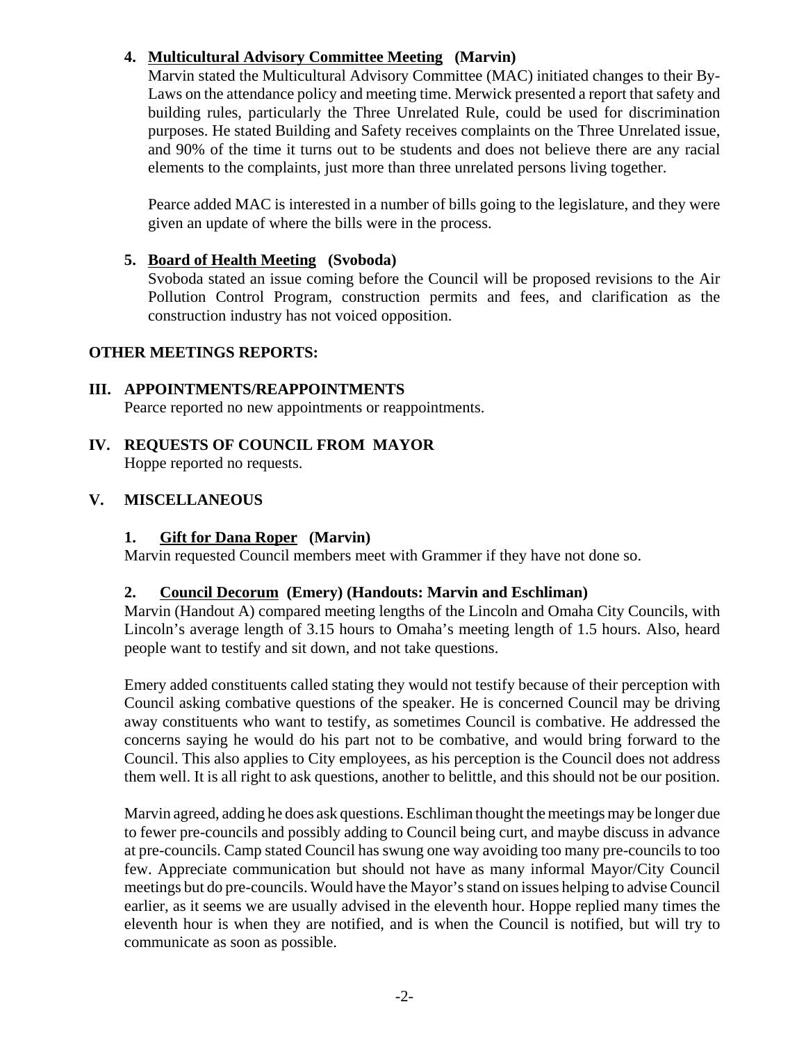**4. Multicultural Advisory Committee Meeting (Marvin)**

Marvin stated the Multicultural Advisory Committee (MAC) initiated changes to their By-Laws on the attendance policy and meeting time. Merwick presented a report that safety and building rules, particularly the Three Unrelated Rule, could be used for discrimination purposes. He stated Building and Safety receives complaints on the Three Unrelated issue, and 90% of the time it turns out to be students and does not believe there are any racial elements to the complaints, just more than three unrelated persons living together.

Pearce added MAC is interested in a number of bills going to the legislature, and they were given an update of where the bills were in the process.

**5. Board of Health Meeting (Svoboda)**

Svoboda stated an issue coming before the Council will be proposed revisions to the Air Pollution Control Program, construction permits and fees, and clarification as the construction industry has not voiced opposition.

**OTHER MEETINGS REPORTS:**

**III. APPOINTMENTS/REAPPOINTMENTS**

Pearce reported no new appointments or reappointments.

**IV. REQUESTS OF COUNCIL FROM MAYOR**

Hoppe reported no requests.

**V. MISCELLANEOUS**

**1. Gift for Dana Roper (Marvin)**

Marvin requested Council members meet with Grammer if they have not done so.

**2. Council Decorum (Emery) (Handouts: Marvin and Eschliman)**

Marvin (Handout A) compared meeting lengths of the Lincoln and Omaha City Councils, with Lincoln's average length of 3.15 hours to Omaha's meeting length of 1.5 hours. Also, heard people want to testify and sit down, and not take questions.

Emery added constituents called stating they would not testify because of their perception with Council asking combative questions of the speaker. He is concerned Council may be driving away constituents who want to testify, as sometimes Council is combative. He addressed the concerns saying he would do his part not to be combative, and would bring forward to the Council. This also applies to City employees, as his perception is the Council does not address them well. It is all right to ask questions, another to belittle, and this should not be our position.

Marvin agreed, adding he does ask questions. Eschliman thought the meetings may be longer due to fewer pre-councils and possibly adding to Council being curt, and maybe discuss in advance at pre-councils. Camp stated Council has swung one way avoiding too many pre-councils to too few. Appreciate communication but should not have as many informal Mayor/City Council meetings but do pre-councils. Would have the Mayor's stand on issues helping to advise Council earlier, as it seems we are usually advised in the eleventh hour. Hoppe replied many times the eleventh hour is when they are notified, and is when the Council is notified, but will try to communicate as soon as possible.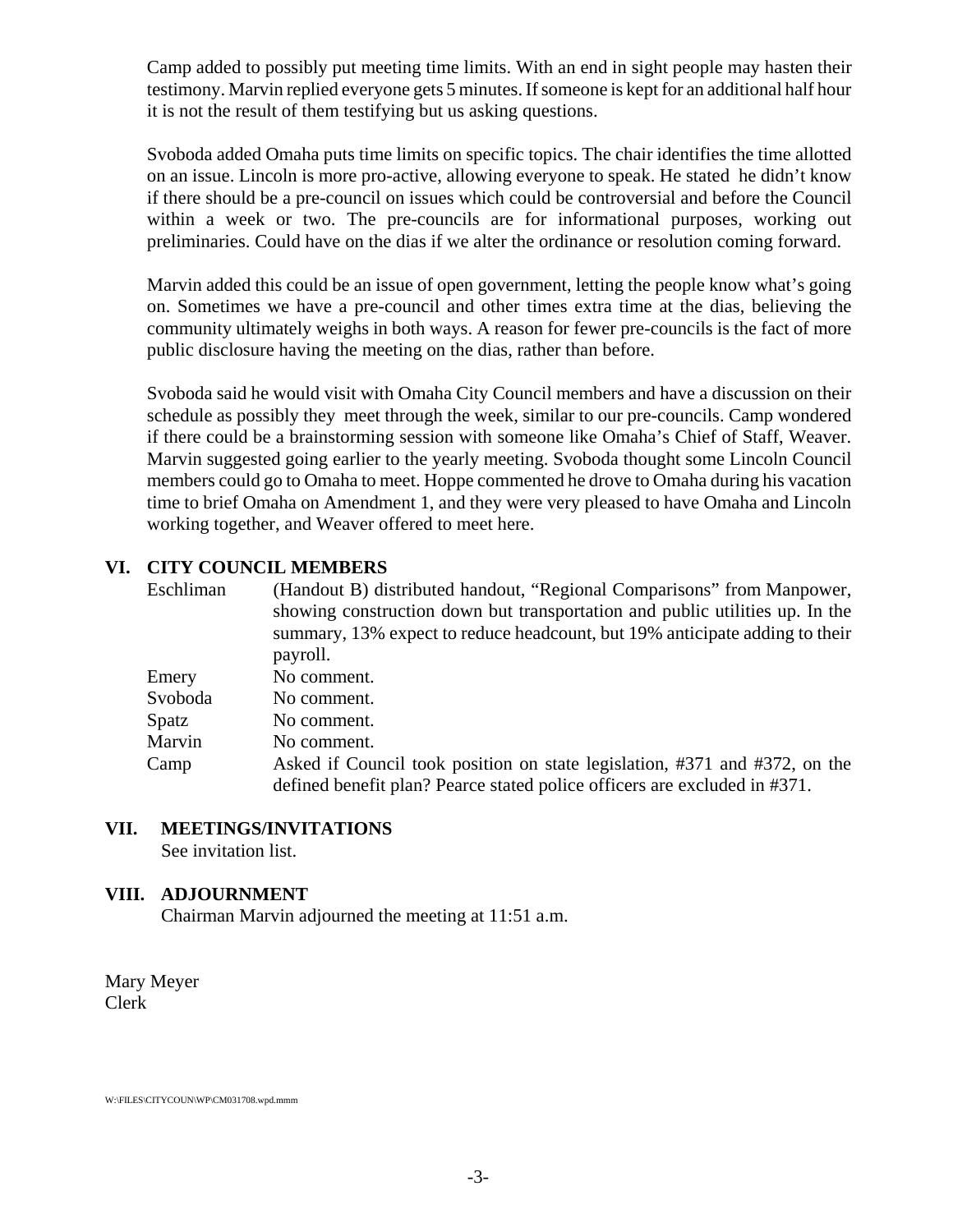Camp added to possibly put meeting time limits. With an end in sight people may hasten their testimony. Marvin replied everyone gets 5 minutes. If someone is kept for an additional half hour it is not the result of them testifying but us asking questions.

Svoboda added Omaha puts time limits on specific topics. The chair identifies the time allotted on an issue. Lincoln is more pro-active, allowing everyone to speak. He stated he didn't know if there should be a pre-council on issues which could be controversial and before the Council within a week or two. The pre-councils are for informational purposes, working out preliminaries. Could have on the dias if we alter the ordinance or resolution coming forward.

Marvin added this could be an issue of open government, letting the people know what's going on. Sometimes we have a pre-council and other times extra time at the dias, believing the community ultimately weighs in both ways. A reason for fewer pre-councils is the fact of more public disclosure having the meeting on the dias, rather than before.

Svoboda said he would visit with Omaha City Council members and have a discussion on their schedule as possibly they meet through the week, similar to our pre-councils. Camp wondered if there could be a brainstorming session with someone like Omaha's Chief of Staff, Weaver. Marvin suggested going earlier to the yearly meeting. Svoboda thought some Lincoln Council members could go to Omaha to meet. Hoppe commented he drove to Omaha during his vacation time to brief Omaha on Amendment 1, and they were very pleased to have Omaha and Lincoln working together, and Weaver offered to meet here.

## VI. CITY COUNCIL MEMBERS

| | |
|---|---|
| Eschliman | (Handout B) distributed handout, "Regional Comparisons" from Manpower, showing construction down but transportation and public utilities up. In the summary, 13% expect to reduce headcount, but 19% anticipate adding to their payroll. |
| Emery | No comment. |
| Svoboda | No comment. |
| Spatz | No comment. |
| Marvin | No comment. |
| Camp | Asked if Council took position on state legislation, #371 and #372, on the defined benefit plan? Pearce stated police officers are excluded in #371. |

## VII. MEETINGS/INVITATIONS

See invitation list.

## VIII. ADJOURNMENT

Chairman Marvin adjourned the meeting at 11:51 a.m.

Mary Meyer
Clerk

W:\FILES\CITYCOUN\WP\CM031708.wpd.mmm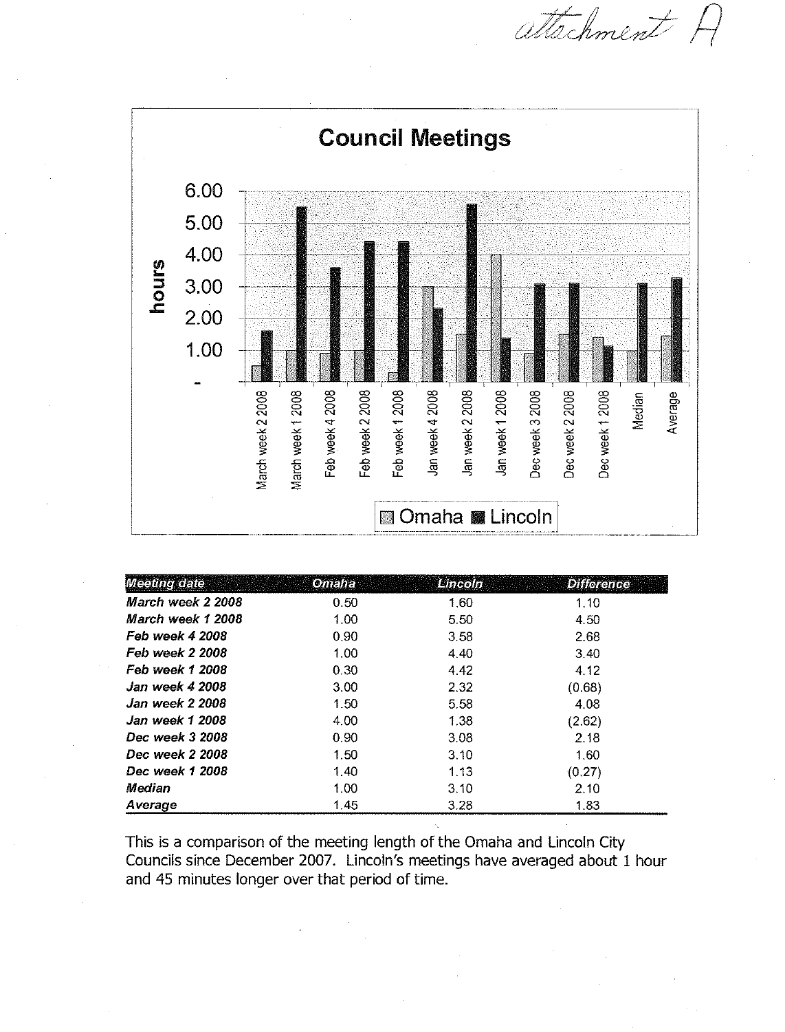attachment A

## Council Meetings

| Meeting date | Omaha | Lincoln | Difference |
|---|---|---|---|
| ***March week 2 2008*** | 0.50 | 1.60 | 1.10 |
| ***March week 1 2008*** | 1.00 | 5.50 | 4.50 |
| ***Feb week 4 2008*** | 0.90 | 3.58 | 2.68 |
| ***Feb week 2 2008*** | 1.00 | 4.40 | 3.40 |
| ***Feb week 1 2008*** | 0.30 | 4.42 | 4.12 |
| ***Jan week 4 2008*** | 3.00 | 2.32 | (0.68) |
| ***Jan week 2 2008*** | 1.50 | 5.58 | 4.08 |
| ***Jan week 1 2008*** | 4.00 | 1.38 | (2.62) |
| ***Dec week 3 2008*** | 0.90 | 3.08 | 2.18 |
| ***Dec week 2 2008*** | 1.50 | 3.10 | 1.60 |
| ***Dec week 1 2008*** | 1.40 | 1.13 | (0.27) |
| ***Median*** | 1.00 | 3.10 | 2.10 |
| ***Average*** | 1.45 | 3.28 | 1.83 |

This is a comparison of the meeting length of the Omaha and Lincoln City Councils since December 2007. Lincoln's meetings have averaged about 1 hour and 45 minutes longer over that period of time.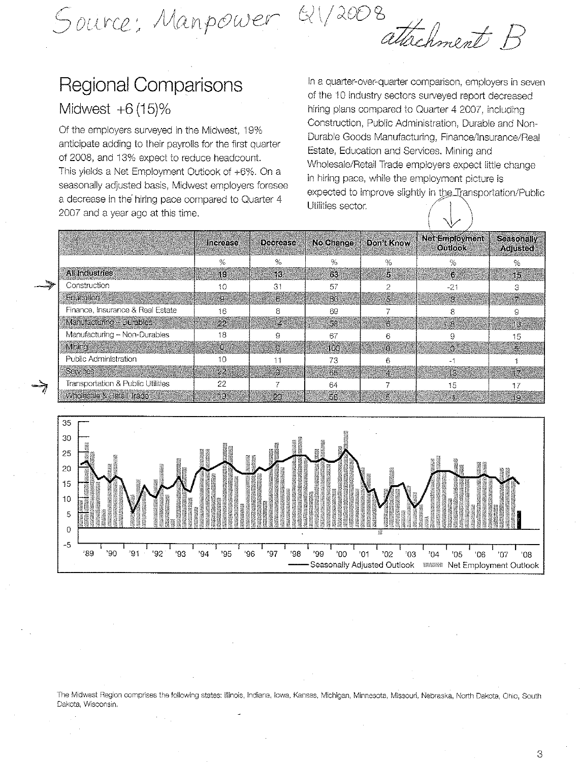Source: Manpower Q1/2008

attachment B

## Regional Comparisons

### Midwest +6 (15)%

Of the employers surveyed in the Midwest, 19% anticipate adding to their payrolls for the first quarter of 2008, and 13% expect to reduce headcount. This yields a Net Employment Outlook of +6%. On a seasonally adjusted basis, Midwest employers foresee a decrease in the hiring pace compared to Quarter 4 2007 and a year ago at this time.

In a quarter-over-quarter comparison, employers in seven of the 10 industry sectors surveyed report decreased hiring plans compared to Quarter 4 2007, including Construction, Public Administration, Durable and Non-Durable Goods Manufacturing, Finance/Insurance/Real Estate, Education and Services. Mining and Wholesale/Retail Trade employers expect little change in hiring pace, while the employment picture is expected to improve slightly in the Transportation/Public Utilities sector.

| | Increase | Decrease | No Change | Don't Know | Net Employment Outlook | Seasonally Adjusted |
|---|---|---|---|---|---|---|
| | % | % | % | % | % | % |
| All Industries | 19 | 13 | 63 | 5 | 6 | 15 |
| Construction | 10 | 31 | 57 | 2 | -21 | 3 |
| Education | 9 | 6 | 80 | 5 | 3 | 7 |
| Finance, Insurance & Real Estate | 16 | 8 | 69 | 7 | 8 | 9 |
| Manufacturing – Durables | 22 | 14 | 58 | 6 | 8 | 13 |
| Manufacturing – Non-Durables | 18 | 9 | 67 | 6 | 9 | 15 |
| Mining | 0 | 0 | 100 | 0 | 0 | 5 |
| Public Administration | 10 | 11 | 73 | 6 | -1 | 1 |
| Services | 22 | 9 | 65 | 4 | 13 | 17 |
| Transportation & Public Utilities | 22 | 7 | 64 | 7 | 15 | 17 |
| Wholesale & Retail Trade | 19 | 20 | 56 | 5 | -1 | 19 |

35
30
25
20
15
10
5
0
-5

'89 '90 '91 '92 '93 '94 '95 '96 '97 '98 '99 '00 '01 '02 '03 '04 '05 '06 '07 '08

Seasonally Adjusted Outlook   Net Employment Outlook

The Midwest Region comprises the following states: Illinois, Indiana, Iowa, Kansas, Michigan, Minnesota, Missouri, Nebraska, North Dakota, Ohio, South Dakota, Wisconsin.